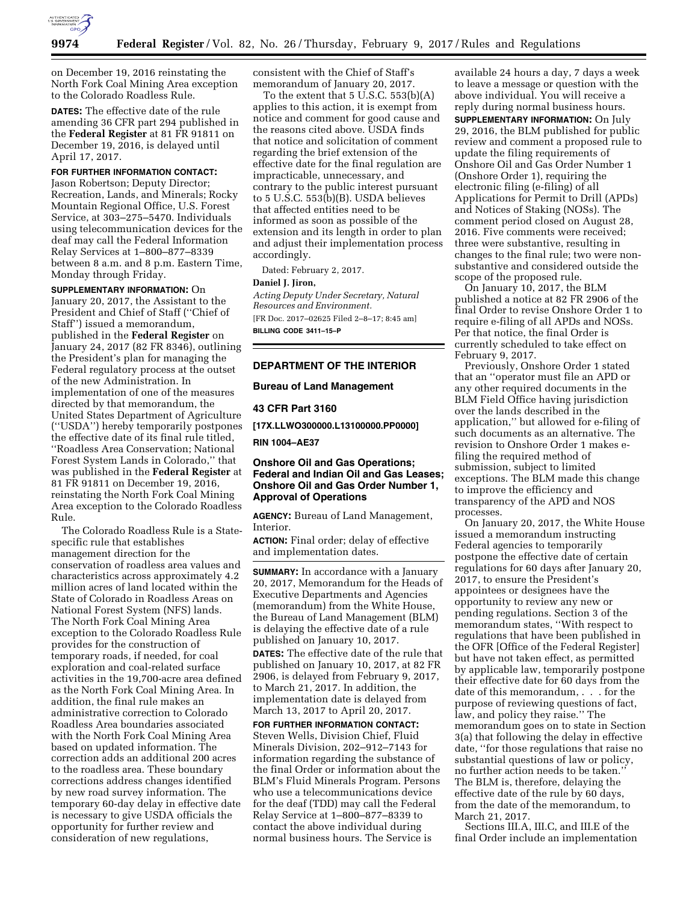on December 19, 2016 reinstating the North Fork Coal Mining Area exception to the Colorado Roadless Rule.

**DATES:** The effective date of the rule amending 36 CFR part 294 published in the **Federal Register** at 81 FR 91811 on December 19, 2016, is delayed until April 17, 2017.

**FOR FURTHER INFORMATION CONTACT:** Jason Robertson; Deputy Director; Recreation, Lands, and Minerals; Rocky Mountain Regional Office, U.S. Forest Service, at 303–275–5470. Individuals using telecommunication devices for the deaf may call the Federal Information Relay Services at 1–800–877–8339 between 8 a.m. and 8 p.m. Eastern Time, Monday through Friday.

**SUPPLEMENTARY INFORMATION:** On January 20, 2017, the Assistant to the President and Chief of Staff (''Chief of Staff'') issued a memorandum, published in the **Federal Register** on January 24, 2017 (82 FR 8346), outlining the President's plan for managing the Federal regulatory process at the outset of the new Administration. In implementation of one of the measures directed by that memorandum, the United States Department of Agriculture (''USDA'') hereby temporarily postpones the effective date of its final rule titled, ''Roadless Area Conservation; National Forest System Lands in Colorado,'' that was published in the **Federal Register** at 81 FR 91811 on December 19, 2016, reinstating the North Fork Coal Mining Area exception to the Colorado Roadless Rule.

The Colorado Roadless Rule is a State-specific rule that establishes management direction for the conservation of roadless area values and characteristics across approximately 4.2 million acres of land located within the State of Colorado in Roadless Areas on National Forest System (NFS) lands. The North Fork Coal Mining Area exception to the Colorado Roadless Rule provides for the construction of temporary roads, if needed, for coal exploration and coal-related surface activities in the 19,700-acre area defined as the North Fork Coal Mining Area. In addition, the final rule makes an administrative correction to Colorado Roadless Area boundaries associated with the North Fork Coal Mining Area based on updated information. The correction adds an additional 200 acres to the roadless area. These boundary corrections address changes identified by new road survey information. The temporary 60-day delay in effective date is necessary to give USDA officials the opportunity for further review and consideration of new regulations, consistent with the Chief of Staff's memorandum of January 20, 2017.

To the extent that 5 U.S.C. 553(b)(A) applies to this action, it is exempt from notice and comment for good cause and the reasons cited above. USDA finds that notice and solicitation of comment regarding the brief extension of the effective date for the final regulation are impracticable, unnecessary, and contrary to the public interest pursuant to 5 U.S.C. 553(b)(B). USDA believes that affected entities need to be informed as soon as possible of the extension and its length in order to plan and adjust their implementation process accordingly.

Dated: February 2, 2017.

**Daniel J. Jiron,**

*Acting Deputy Under Secretary, Natural Resources and Environment.*

[FR Doc. 2017–02625 Filed 2–8–17; 8:45 am]

**BILLING CODE 3411–15–P**

## DEPARTMENT OF THE INTERIOR

## Bureau of Land Management

## 43 CFR Part 3160

**[17X.LLWO300000.L13100000.PP0000]**

**RIN 1004–AE37**

## Onshore Oil and Gas Operations; Federal and Indian Oil and Gas Leases; Onshore Oil and Gas Order Number 1, Approval of Operations

**AGENCY:** Bureau of Land Management, Interior.

**ACTION:** Final order; delay of effective and implementation dates.

**SUMMARY:** In accordance with a January 20, 2017, Memorandum for the Heads of Executive Departments and Agencies (memorandum) from the White House, the Bureau of Land Management (BLM) is delaying the effective date of a rule published on January 10, 2017.

**DATES:** The effective date of the rule that published on January 10, 2017, at 82 FR 2906, is delayed from February 9, 2017, to March 21, 2017. In addition, the implementation date is delayed from March 13, 2017 to April 20, 2017.

**FOR FURTHER INFORMATION CONTACT:** Steven Wells, Division Chief, Fluid Minerals Division, 202–912–7143 for information regarding the substance of the final Order or information about the BLM's Fluid Minerals Program. Persons who use a telecommunications device for the deaf (TDD) may call the Federal Relay Service at 1–800–877–8339 to contact the above individual during normal business hours. The Service is available 24 hours a day, 7 days a week to leave a message or question with the above individual. You will receive a reply during normal business hours.

**SUPPLEMENTARY INFORMATION:** On July 29, 2016, the BLM published for public review and comment a proposed rule to update the filing requirements of Onshore Oil and Gas Order Number 1 (Onshore Order 1), requiring the electronic filing (e-filing) of all Applications for Permit to Drill (APDs) and Notices of Staking (NOSs). The comment period closed on August 28, 2016. Five comments were received; three were substantive, resulting in changes to the final rule; two were non-substantive and considered outside the scope of the proposed rule.

On January 10, 2017, the BLM published a notice at 82 FR 2906 of the final Order to revise Onshore Order 1 to require e-filing of all APDs and NOSs. Per that notice, the final Order is currently scheduled to take effect on February 9, 2017.

Previously, Onshore Order 1 stated that an ''operator must file an APD or any other required documents in the BLM Field Office having jurisdiction over the lands described in the application,'' but allowed for e-filing of such documents as an alternative. The revision to Onshore Order 1 makes e-filing the required method of submission, subject to limited exceptions. The BLM made this change to improve the efficiency and transparency of the APD and NOS processes.

On January 20, 2017, the White House issued a memorandum instructing Federal agencies to temporarily postpone the effective date of certain regulations for 60 days after January 20, 2017, to ensure the President's appointees or designees have the opportunity to review any new or pending regulations. Section 3 of the memorandum states, ''With respect to regulations that have been published in the OFR [Office of the Federal Register] but have not taken effect, as permitted by applicable law, temporarily postpone their effective date for 60 days from the date of this memorandum, . . . for the purpose of reviewing questions of fact, law, and policy they raise.'' The memorandum goes on to state in Section 3(a) that following the delay in effective date, ''for those regulations that raise no substantial questions of law or policy, no further action needs to be taken.'' The BLM is, therefore, delaying the effective date of the rule by 60 days, from the date of the memorandum, to March 21, 2017.

Sections III.A, III.C, and III.E of the final Order include an implementation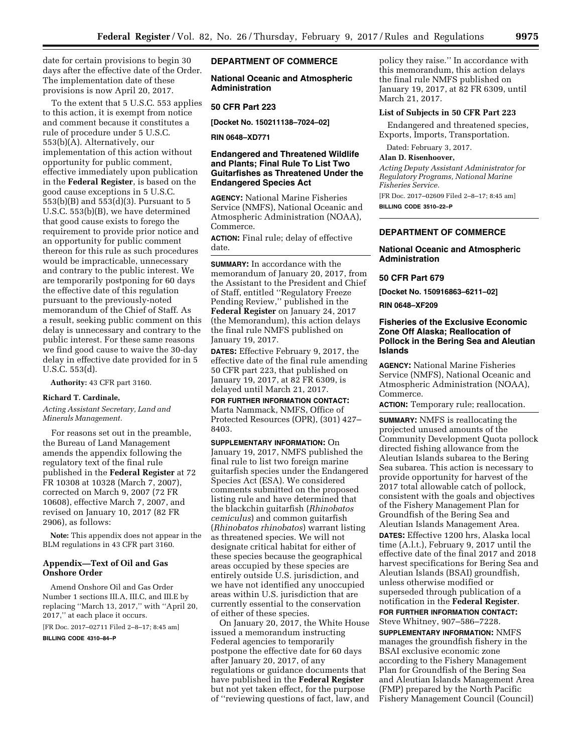date for certain provisions to begin 30 days after the effective date of the Order. The implementation date of these provisions is now April 20, 2017.

To the extent that 5 U.S.C. 553 applies to this action, it is exempt from notice and comment because it constitutes a rule of procedure under 5 U.S.C. 553(b)(A). Alternatively, our implementation of this action without opportunity for public comment, effective immediately upon publication in the **Federal Register**, is based on the good cause exceptions in 5 U.S.C. 553(b)(B) and 553(d)(3). Pursuant to 5 U.S.C. 553(b)(B), we have determined that good cause exists to forego the requirement to provide prior notice and an opportunity for public comment thereon for this rule as such procedures would be impracticable, unnecessary and contrary to the public interest. We are temporarily postponing for 60 days the effective date of this regulation pursuant to the previously-noted memorandum of the Chief of Staff. As a result, seeking public comment on this delay is unnecessary and contrary to the public interest. For these same reasons we find good cause to waive the 30-day delay in effective date provided for in 5 U.S.C. 553(d).

**Authority:** 43 CFR part 3160.

**Richard T. Cardinale,**

*Acting Assistant Secretary, Land and Minerals Management.*

For reasons set out in the preamble, the Bureau of Land Management amends the appendix following the regulatory text of the final rule published in the **Federal Register** at 72 FR 10308 at 10328 (March 7, 2007), corrected on March 9, 2007 (72 FR 10608), effective March 7, 2007, and revised on January 10, 2017 (82 FR 2906), as follows:

**Note:** This appendix does not appear in the BLM regulations in 43 CFR part 3160.

## Appendix—Text of Oil and Gas Onshore Order

Amend Onshore Oil and Gas Order Number 1 sections III.A, III.C, and III.E by replacing "March 13, 2017," with "April 20, 2017," at each place it occurs.

[FR Doc. 2017–02711 Filed 2–8–17; 8:45 am]

**BILLING CODE 4310–84–P**

---

## DEPARTMENT OF COMMERCE

### National Oceanic and Atmospheric Administration

### 50 CFR Part 223

**[Docket No. 150211138–7024–02]**

**RIN 0648–XD771**

### Endangered and Threatened Wildlife and Plants; Final Rule To List Two Guitarfishes as Threatened Under the Endangered Species Act

**AGENCY:** National Marine Fisheries Service (NMFS), National Oceanic and Atmospheric Administration (NOAA), Commerce.

**ACTION:** Final rule; delay of effective date.

**SUMMARY:** In accordance with the memorandum of January 20, 2017, from the Assistant to the President and Chief of Staff, entitled "Regulatory Freeze Pending Review," published in the **Federal Register** on January 24, 2017 (the Memorandum), this action delays the final rule NMFS published on January 19, 2017.

**DATES:** Effective February 9, 2017, the effective date of the final rule amending 50 CFR part 223, that published on January 19, 2017, at 82 FR 6309, is delayed until March 21, 2017.

**FOR FURTHER INFORMATION CONTACT:** Marta Nammack, NMFS, Office of Protected Resources (OPR), (301) 427–8403.

**SUPPLEMENTARY INFORMATION:** On January 19, 2017, NMFS published the final rule to list two foreign marine guitarfish species under the Endangered Species Act (ESA). We considered comments submitted on the proposed listing rule and have determined that the blackchin guitarfish (*Rhinobatos cemiculus*) and common guitarfish (*Rhinobatos rhinobatos*) warrant listing as threatened species. We will not designate critical habitat for either of these species because the geographical areas occupied by these species are entirely outside U.S. jurisdiction, and we have not identified any unoccupied areas within U.S. jurisdiction that are currently essential to the conservation of either of these species.

On January 20, 2017, the White House issued a memorandum instructing Federal agencies to temporarily postpone the effective date for 60 days after January 20, 2017, of any regulations or guidance documents that have published in the **Federal Register** but not yet taken effect, for the purpose of "reviewing questions of fact, law, and policy they raise." In accordance with this memorandum, this action delays the final rule NMFS published on January 19, 2017, at 82 FR 6309, until March 21, 2017.

### List of Subjects in 50 CFR Part 223

Endangered and threatened species, Exports, Imports, Transportation.

Dated: February 3, 2017.

**Alan D. Risenhoover,**

*Acting Deputy Assistant Administrator for Regulatory Programs, National Marine Fisheries Service.*

[FR Doc. 2017–02609 Filed 2–8–17; 8:45 am]

**BILLING CODE 3510–22–P**

---

## DEPARTMENT OF COMMERCE

### National Oceanic and Atmospheric Administration

### 50 CFR Part 679

**[Docket No. 150916863–6211–02]**

**RIN 0648–XF209**

### Fisheries of the Exclusive Economic Zone Off Alaska; Reallocation of Pollock in the Bering Sea and Aleutian Islands

**AGENCY:** National Marine Fisheries Service (NMFS), National Oceanic and Atmospheric Administration (NOAA), Commerce.

**ACTION:** Temporary rule; reallocation.

**SUMMARY:** NMFS is reallocating the projected unused amounts of the Community Development Quota pollock directed fishing allowance from the Aleutian Islands subarea to the Bering Sea subarea. This action is necessary to provide opportunity for harvest of the 2017 total allowable catch of pollock, consistent with the goals and objectives of the Fishery Management Plan for Groundfish of the Bering Sea and Aleutian Islands Management Area.

**DATES:** Effective 1200 hrs, Alaska local time (A.l.t.), February 9, 2017 until the effective date of the final 2017 and 2018 harvest specifications for Bering Sea and Aleutian Islands (BSAI) groundfish, unless otherwise modified or superseded through publication of a notification in the **Federal Register**.

**FOR FURTHER INFORMATION CONTACT:** Steve Whitney, 907–586–7228.

**SUPPLEMENTARY INFORMATION:** NMFS manages the groundfish fishery in the BSAI exclusive economic zone according to the Fishery Management Plan for Groundfish of the Bering Sea and Aleutian Islands Management Area (FMP) prepared by the North Pacific Fishery Management Council (Council)